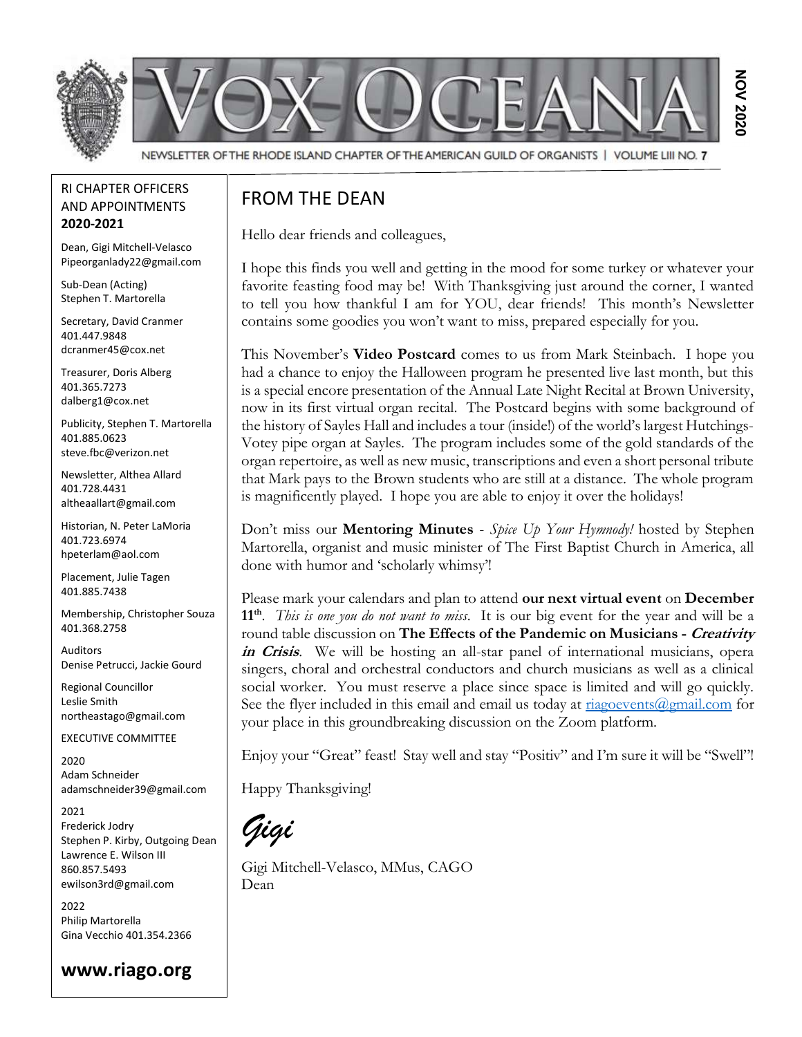# VOX OCEANA

NEWSLETTER OF THE RHODE ISLAND CHAPTER OF THE AMERICAN GUILD OF ORGANISTS | VOLUME LIII NO. 7

**NOV 2020**

## FROM THE DEAN

Hello dear friends and colleagues,

I hope this finds you well and getting in the mood for some turkey or whatever your favorite feasting food may be! With Thanksgiving just around the corner, I wanted to tell you how thankful I am for YOU, dear friends! This month's Newsletter contains some goodies you won't want to miss, prepared especially for you.

This November's **Video Postcard** comes to us from Mark Steinbach. I hope you had a chance to enjoy the Halloween program he presented live last month, but this is a special encore presentation of the Annual Late Night Recital at Brown University, now in its first virtual organ recital. The Postcard begins with some background of the history of Sayles Hall and includes a tour (inside!) of the world's largest Hutchings-Votey pipe organ at Sayles. The program includes some of the gold standards of the organ repertoire, as well as new music, transcriptions and even a short personal tribute that Mark pays to the Brown students who are still at a distance. The whole program is magnificently played. I hope you are able to enjoy it over the holidays!

Don't miss our **Mentoring Minutes** - *Spice Up Your Hymnody!* hosted by Stephen Martorella, organist and music minister of The First Baptist Church in America, all done with humor and 'scholarly whimsy'!

Please mark your calendars and plan to attend **our next virtual event** on **December 11th**. *This is one you do not want to miss.* It is our big event for the year and will be a round table discussion on **The Effects of the Pandemic on Musicians - *Creativity in Crisis***. We will be hosting an all-star panel of international musicians, opera singers, choral and orchestral conductors and church musicians as well as a clinical social worker. You must reserve a place since space is limited and will go quickly. See the flyer included in this email and email us today at riagoevents@gmail.com for your place in this groundbreaking discussion on the Zoom platform.

Enjoy your "Great" feast! Stay well and stay "Positiv" and I'm sure it will be "Swell"!

Happy Thanksgiving!

*Gigi*

Gigi Mitchell-Velasco, MMus, CAGO
Dean

---

RI CHAPTER OFFICERS AND APPOINTMENTS
**2020-2021**

Dean, Gigi Mitchell-Velasco
Pipeorganlady22@gmail.com

Sub-Dean (Acting)
Stephen T. Martorella

Secretary, David Cranmer
401.447.9848
dcranmer45@cox.net

Treasurer, Doris Alberg
401.365.7273
dalberg1@cox.net

Publicity, Stephen T. Martorella
401.885.0623
steve.fbc@verizon.net

Newsletter, Althea Allard
401.728.4431
altheaallart@gmail.com

Historian, N. Peter LaMoria
401.723.6974
hpeterlam@aol.com

Placement, Julie Tagen
401.885.7438

Membership, Christopher Souza
401.368.2758

Auditors
Denise Petrucci, Jackie Gourd

Regional Councillor
Leslie Smith
northeastago@gmail.com

EXECUTIVE COMMITTEE

2020
Adam Schneider
adamschneider39@gmail.com

2021
Frederick Jodry
Stephen P. Kirby, Outgoing Dean
Lawrence E. Wilson III
860.857.5493
ewilson3rd@gmail.com

2022
Philip Martorella
Gina Vecchio 401.354.2366

**www.riago.org**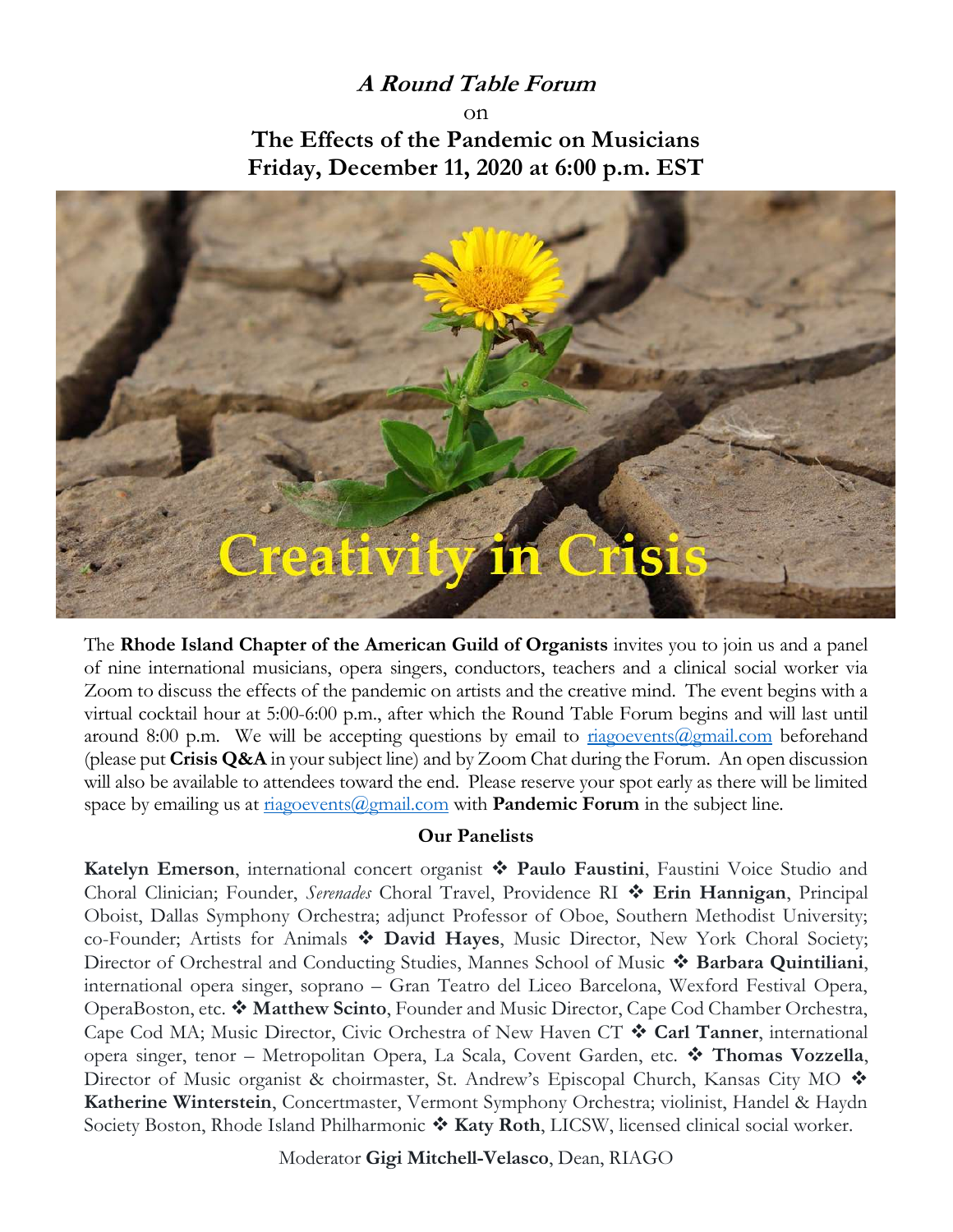***A Round Table Forum***

on

**The Effects of the Pandemic on Musicians**

**Friday, December 11, 2020 at 6:00 p.m. EST**

Creativity in Crisis

The **Rhode Island Chapter of the American Guild of Organists** invites you to join us and a panel of nine international musicians, opera singers, conductors, teachers and a clinical social worker via Zoom to discuss the effects of the pandemic on artists and the creative mind. The event begins with a virtual cocktail hour at 5:00-6:00 p.m., after which the Round Table Forum begins and will last until around 8:00 p.m. We will be accepting questions by email to riagoevents@gmail.com beforehand (please put **Crisis Q&A** in your subject line) and by Zoom Chat during the Forum. An open discussion will also be available to attendees toward the end. Please reserve your spot early as there will be limited space by emailing us at riagoevents@gmail.com with **Pandemic Forum** in the subject line.

**Our Panelists**

**Katelyn Emerson**, international concert organist ❖ **Paulo Faustini**, Faustini Voice Studio and Choral Clinician; Founder, *Serenades* Choral Travel, Providence RI ❖ **Erin Hannigan**, Principal Oboist, Dallas Symphony Orchestra; adjunct Professor of Oboe, Southern Methodist University; co-Founder; Artists for Animals ❖ **David Hayes**, Music Director, New York Choral Society; Director of Orchestral and Conducting Studies, Mannes School of Music ❖ **Barbara Quintiliani**, international opera singer, soprano – Gran Teatro del Liceo Barcelona, Wexford Festival Opera, OperaBoston, etc. ❖ **Matthew Scinto**, Founder and Music Director, Cape Cod Chamber Orchestra, Cape Cod MA; Music Director, Civic Orchestra of New Haven CT ❖ **Carl Tanner**, international opera singer, tenor – Metropolitan Opera, La Scala, Covent Garden, etc. ❖ **Thomas Vozzella**, Director of Music organist & choirmaster, St. Andrew's Episcopal Church, Kansas City MO ❖ **Katherine Winterstein**, Concertmaster, Vermont Symphony Orchestra; violinist, Handel & Haydn Society Boston, Rhode Island Philharmonic ❖ **Katy Roth**, LICSW, licensed clinical social worker.

Moderator **Gigi Mitchell-Velasco**, Dean, RIAGO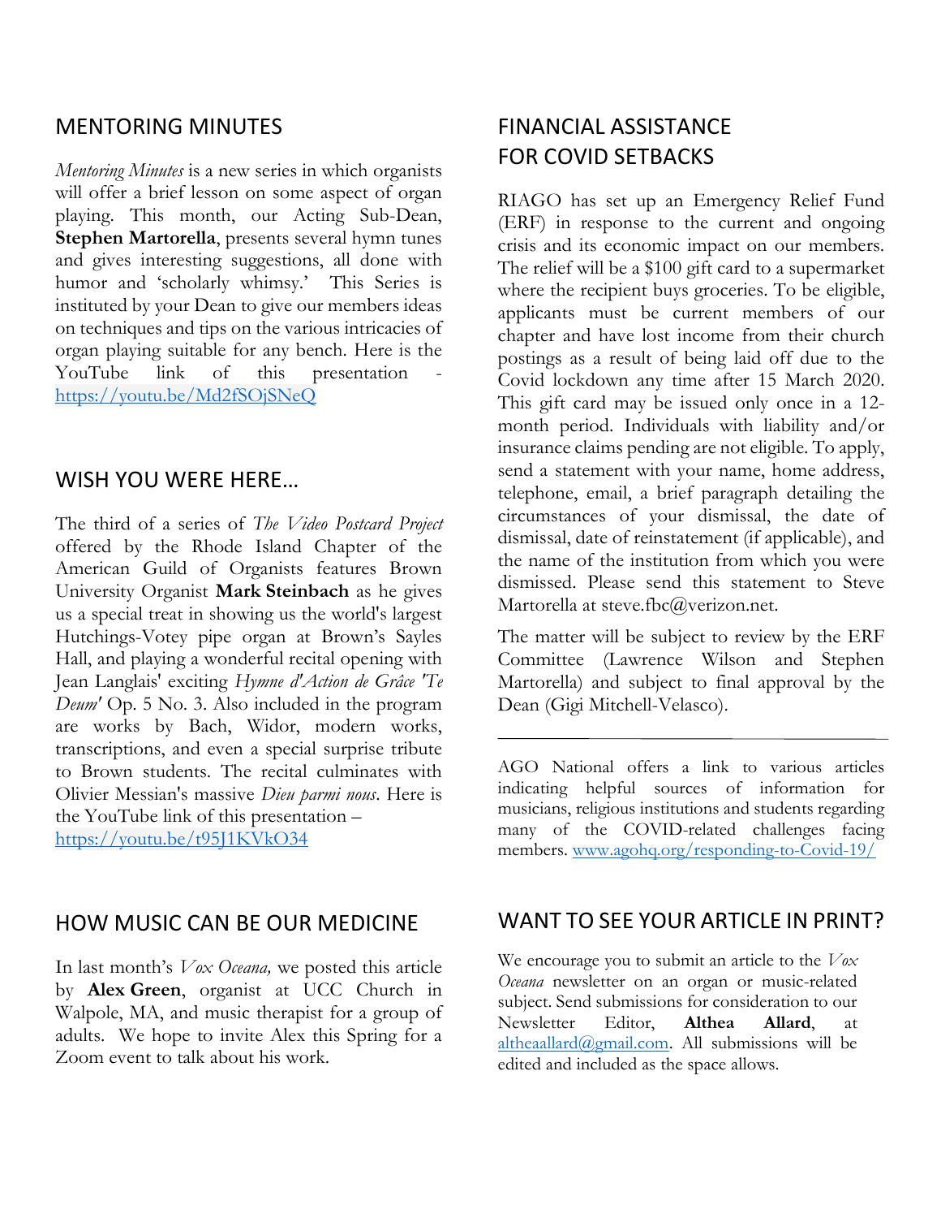## MENTORING MINUTES

*Mentoring Minutes* is a new series in which organists will offer a brief lesson on some aspect of organ playing. This month, our Acting Sub-Dean, **Stephen Martorella**, presents several hymn tunes and gives interesting suggestions, all done with humor and 'scholarly whimsy.' This Series is instituted by your Dean to give our members ideas on techniques and tips on the various intricacies of organ playing suitable for any bench. Here is the YouTube link of this presentation - [https://youtu.be/Md2fSOjSNeQ](https://youtu.be/Md2fSOjSNeQ)

## WISH YOU WERE HERE…

The third of a series of *The Video Postcard Project* offered by the Rhode Island Chapter of the American Guild of Organists features Brown University Organist **Mark Steinbach** as he gives us a special treat in showing us the world's largest Hutchings-Votey pipe organ at Brown's Sayles Hall, and playing a wonderful recital opening with Jean Langlais' exciting *Hymne d'Action de Grâce 'Te Deum'* Op. 5 No. 3. Also included in the program are works by Bach, Widor, modern works, transcriptions, and even a special surprise tribute to Brown students. The recital culminates with Olivier Messian's massive *Dieu parmi nous*. Here is the YouTube link of this presentation – [https://youtu.be/t95J1KVkO34](https://youtu.be/t95J1KVkO34)

## HOW MUSIC CAN BE OUR MEDICINE

In last month's *Vox Oceana,* we posted this article by **Alex Green**, organist at UCC Church in Walpole, MA, and music therapist for a group of adults. We hope to invite Alex this Spring for a Zoom event to talk about his work.

## FINANCIAL ASSISTANCE FOR COVID SETBACKS

RIAGO has set up an Emergency Relief Fund (ERF) in response to the current and ongoing crisis and its economic impact on our members. The relief will be a $100 gift card to a supermarket where the recipient buys groceries. To be eligible, applicants must be current members of our chapter and have lost income from their church postings as a result of being laid off due to the Covid lockdown any time after 15 March 2020. This gift card may be issued only once in a 12-month period. Individuals with liability and/or insurance claims pending are not eligible. To apply, send a statement with your name, home address, telephone, email, a brief paragraph detailing the circumstances of your dismissal, the date of dismissal, date of reinstatement (if applicable), and the name of the institution from which you were dismissed. Please send this statement to Steve Martorella at steve.fbc@verizon.net.

The matter will be subject to review by the ERF Committee (Lawrence Wilson and Stephen Martorella) and subject to final approval by the Dean (Gigi Mitchell-Velasco).

---

AGO National offers a link to various articles indicating helpful sources of information for musicians, religious institutions and students regarding many of the COVID-related challenges facing members. [www.agohq.org/responding-to-Covid-19/](www.agohq.org/responding-to-Covid-19/)

## WANT TO SEE YOUR ARTICLE IN PRINT?

We encourage you to submit an article to the *Vox Oceana* newsletter on an organ or music-related subject. Send submissions for consideration to our Newsletter Editor, **Althea Allard**, at [altheaallard@gmail.com](mailto:altheaallard@gmail.com). All submissions will be edited and included as the space allows.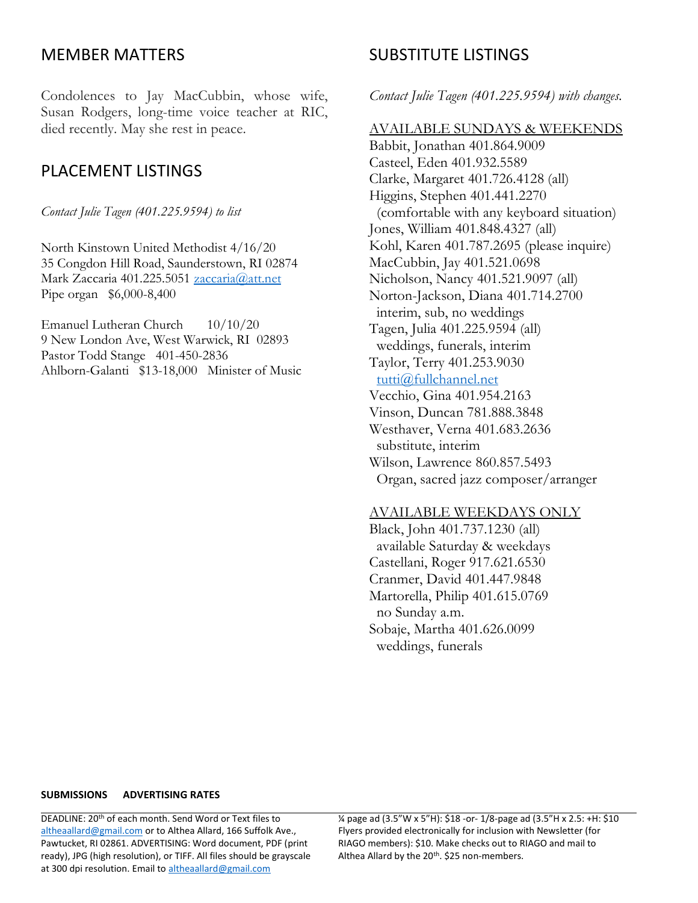## MEMBER MATTERS

Condolences to Jay MacCubbin, whose wife, Susan Rodgers, long-time voice teacher at RIC, died recently. May she rest in peace.

## PLACEMENT LISTINGS

*Contact Julie Tagen (401.225.9594) to list*

North Kinstown United Methodist 4/16/20
35 Congdon Hill Road, Saunderstown, RI 02874
Mark Zaccaria 401.225.5051 zaccaria@att.net
Pipe organ $6,000-8,400

Emanuel Lutheran Church 10/10/20
9 New London Ave, West Warwick, RI 02893
Pastor Todd Stange 401-450-2836
Ahlborn-Galanti $13-18,000 Minister of Music

## SUBSTITUTE LISTINGS

*Contact Julie Tagen (401.225.9594) with changes.*

AVAILABLE SUNDAYS & WEEKENDS

Babbit, Jonathan 401.864.9009
Casteel, Eden 401.932.5589
Clarke, Margaret 401.726.4128 (all)
Higgins, Stephen 401.441.2270
(comfortable with any keyboard situation)
Jones, William 401.848.4327 (all)
Kohl, Karen 401.787.2695 (please inquire)
MacCubbin, Jay 401.521.0698
Nicholson, Nancy 401.521.9097 (all)
Norton-Jackson, Diana 401.714.2700
interim, sub, no weddings
Tagen, Julia 401.225.9594 (all)
weddings, funerals, interim
Taylor, Terry 401.253.9030
tutti@fullchannel.net
Vecchio, Gina 401.954.2163
Vinson, Duncan 781.888.3848
Westhaver, Verna 401.683.2636
substitute, interim
Wilson, Lawrence 860.857.5493
Organ, sacred jazz composer/arranger

AVAILABLE WEEKDAYS ONLY

Black, John 401.737.1230 (all)
available Saturday & weekdays
Castellani, Roger 917.621.6530
Cranmer, David 401.447.9848
Martorella, Philip 401.615.0769
no Sunday a.m.
Sobaje, Martha 401.626.0099
weddings, funerals

**SUBMISSIONS** **ADVERTISING RATES**

DEADLINE: 20th of each month. Send Word or Text files to altheaallard@gmail.com or to Althea Allard, 166 Suffolk Ave., Pawtucket, RI 02861. ADVERTISING: Word document, PDF (print ready), JPG (high resolution), or TIFF. All files should be grayscale at 300 dpi resolution. Email to altheaallard@gmail.com

¼ page ad (3.5"W x 5"H): $18 -or- 1/8-page ad (3.5"H x 2.5: +H: $10 Flyers provided electronically for inclusion with Newsletter (for RIAGO members): $10. Make checks out to RIAGO and mail to Althea Allard by the 20th. $25 non-members.